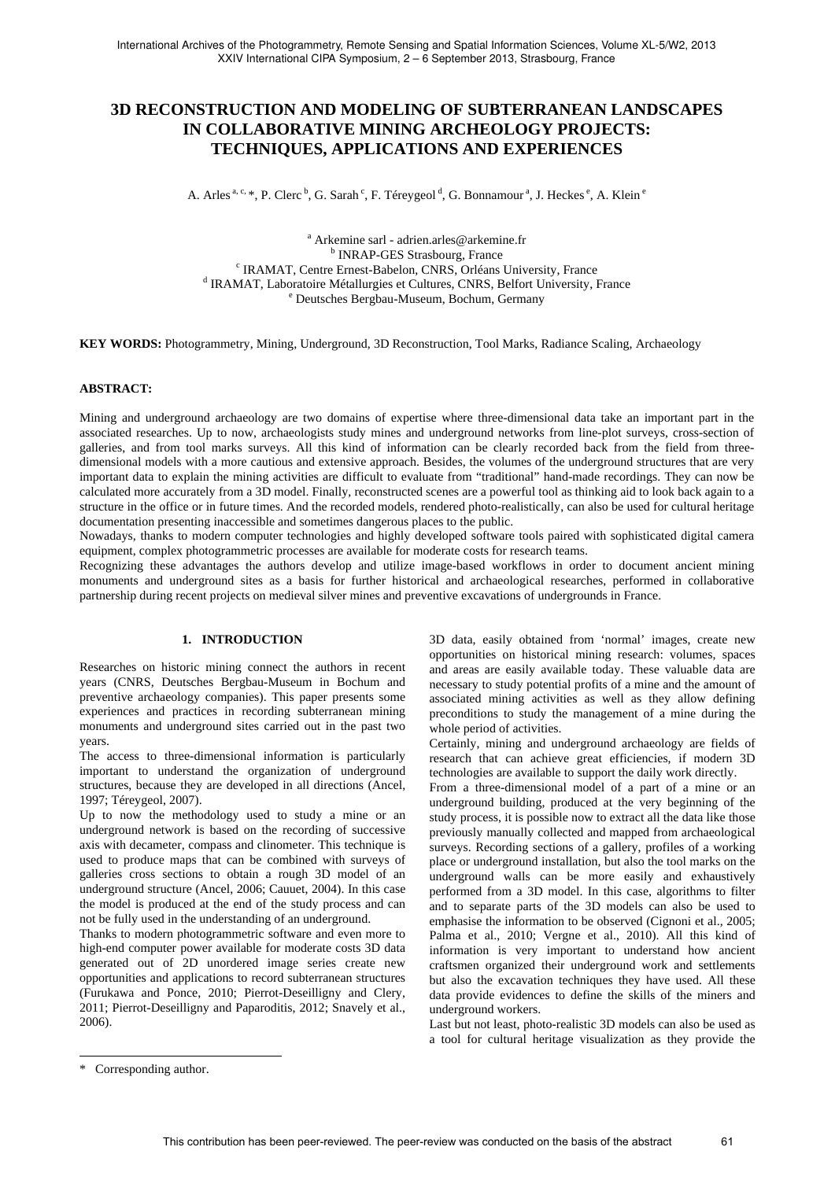# 3D RECONSTRUCTION AND MODELING OF SUBTERRANEAN LANDSCAPES IN COLLABORATIVE MINING ARCHEOLOGY PROJECTS: TECHNIQUES, APPLICATIONS AND EXPERIENCES

A. Arles [a, c, *], P. Clerc [b], G. Sarah [c], F. Téreygeol [d], G. Bonnamour [a], J. Heckes [e], A. Klein [e]

[a] Arkemine sarl - adrien.arles@arkemine.fr
[b] INRAP-GES Strasbourg, France
[c] IRAMAT, Centre Ernest-Babelon, CNRS, Orléans University, France
[d] IRAMAT, Laboratoire Métallurgies et Cultures, CNRS, Belfort University, France
[e] Deutsches Bergbau-Museum, Bochum, Germany

**KEY WORDS:** Photogrammetry, Mining, Underground, 3D Reconstruction, Tool Marks, Radiance Scaling, Archaeology

**ABSTRACT:**

Mining and underground archaeology are two domains of expertise where three-dimensional data take an important part in the associated researches. Up to now, archaeologists study mines and underground networks from line-plot surveys, cross-section of galleries, and from tool marks surveys. All this kind of information can be clearly recorded back from the field from three-dimensional models with a more cautious and extensive approach. Besides, the volumes of the underground structures that are very important data to explain the mining activities are difficult to evaluate from "traditional" hand-made recordings. They can now be calculated more accurately from a 3D model. Finally, reconstructed scenes are a powerful tool as thinking aid to look back again to a structure in the office or in future times. And the recorded models, rendered photo-realistically, can also be used for cultural heritage documentation presenting inaccessible and sometimes dangerous places to the public.

Nowadays, thanks to modern computer technologies and highly developed software tools paired with sophisticated digital camera equipment, complex photogrammetric processes are available for moderate costs for research teams.

Recognizing these advantages the authors develop and utilize image-based workflows in order to document ancient mining monuments and underground sites as a basis for further historical and archaeological researches, performed in collaborative partnership during recent projects on medieval silver mines and preventive excavations of undergrounds in France.

## 1. INTRODUCTION

Researches on historic mining connect the authors in recent years (CNRS, Deutsches Bergbau-Museum in Bochum and preventive archaeology companies). This paper presents some experiences and practices in recording subterranean mining monuments and underground sites carried out in the past two years.

The access to three-dimensional information is particularly important to understand the organization of underground structures, because they are developed in all directions (Ancel, 1997; Téreygeol, 2007).

Up to now the methodology used to study a mine or an underground network is based on the recording of successive axis with decameter, compass and clinometer. This technique is used to produce maps that can be combined with surveys of galleries cross sections to obtain a rough 3D model of an underground structure (Ancel, 2006; Cauuet, 2004). In this case the model is produced at the end of the study process and can not be fully used in the understanding of an underground.

Thanks to modern photogrammetric software and even more to high-end computer power available for moderate costs 3D data generated out of 2D unordered image series create new opportunities and applications to record subterranean structures (Furukawa and Ponce, 2010; Pierrot-Deseilligny and Clery, 2011; Pierrot-Deseilligny and Paparoditis, 2012; Snavely et al., 2006).

3D data, easily obtained from 'normal' images, create new opportunities on historical mining research: volumes, spaces and areas are easily available today. These valuable data are necessary to study potential profits of a mine and the amount of associated mining activities as well as they allow defining preconditions to study the management of a mine during the whole period of activities.

Certainly, mining and underground archaeology are fields of research that can achieve great efficiencies, if modern 3D technologies are available to support the daily work directly.

From a three-dimensional model of a part of a mine or an underground building, produced at the very beginning of the study process, it is possible now to extract all the data like those previously manually collected and mapped from archaeological surveys. Recording sections of a gallery, profiles of a working place or underground installation, but also the tool marks on the underground walls can be more easily and exhaustively performed from a 3D model. In this case, algorithms to filter and to separate parts of the 3D models can also be used to emphasise the information to be observed (Cignoni et al., 2005; Palma et al., 2010; Vergne et al., 2010). All this kind of information is very important to understand how ancient craftsmen organized their underground work and settlements but also the excavation techniques they have used. All these data provide evidences to define the skills of the miners and underground workers.

Last but not least, photo-realistic 3D models can also be used as a tool for cultural heritage visualization as they provide the

* Corresponding author.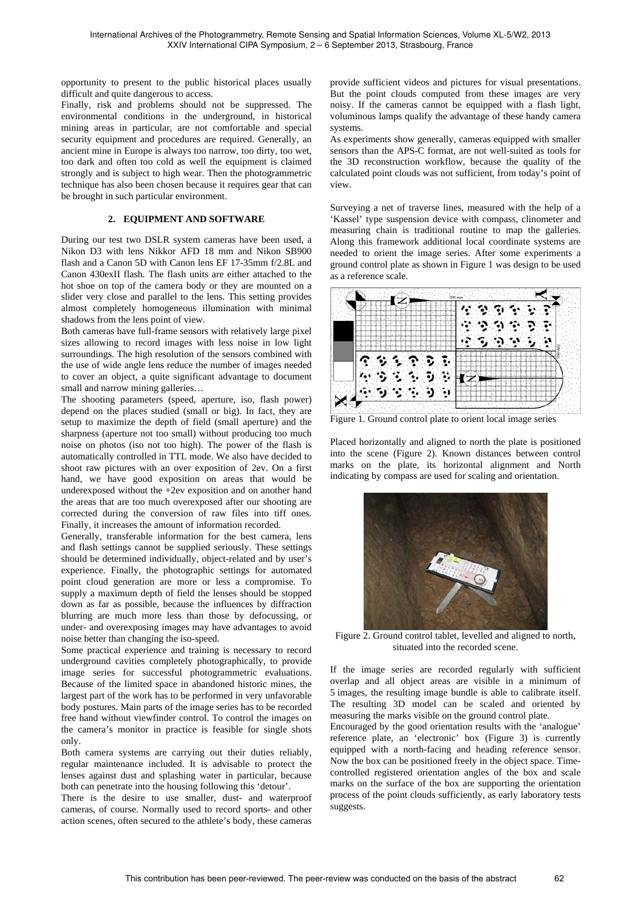opportunity to present to the public historical places usually difficult and quite dangerous to access.

Finally, risk and problems should not be suppressed. The environmental conditions in the underground, in historical mining areas in particular, are not comfortable and special security equipment and procedures are required. Generally, an ancient mine in Europe is always too narrow, too dirty, too wet, too dark and often too cold as well the equipment is claimed strongly and is subject to high wear. Then the photogrammetric technique has also been chosen because it requires gear that can be brought in such particular environment.

## 2. EQUIPMENT AND SOFTWARE

During our test two DSLR system cameras have been used, a Nikon D3 with lens Nikkor AFD 18 mm and Nikon SB900 flash and a Canon 5D with Canon lens EF 17-35mm f/2.8L and Canon 430exII flash. The flash units are either attached to the hot shoe on top of the camera body or they are mounted on a slider very close and parallel to the lens. This setting provides almost completely homogeneous illumination with minimal shadows from the lens point of view.

Both cameras have full-frame sensors with relatively large pixel sizes allowing to record images with less noise in low light surroundings. The high resolution of the sensors combined with the use of wide angle lens reduce the number of images needed to cover an object, a quite significant advantage to document small and narrow mining galleries…

The shooting parameters (speed, aperture, iso, flash power) depend on the places studied (small or big). In fact, they are setup to maximize the depth of field (small aperture) and the sharpness (aperture not too small) without producing too much noise on photos (iso not too high). The power of the flash is automatically controlled in TTL mode. We also have decided to shoot raw pictures with an over exposition of 2ev. On a first hand, we have good exposition on areas that would be underexposed without the +2ev exposition and on another hand the areas that are too much overexposed after our shooting are corrected during the conversion of raw files into tiff ones. Finally, it increases the amount of information recorded.

Generally, transferable information for the best camera, lens and flash settings cannot be supplied seriously. These settings should be determined individually, object-related and by user's experience. Finally, the photographic settings for automated point cloud generation are more or less a compromise. To supply a maximum depth of field the lenses should be stopped down as far as possible, because the influences by diffraction blurring are much more less than those by defocussing, or under- and overexposing images may have advantages to avoid noise better than changing the iso-speed.

Some practical experience and training is necessary to record underground cavities completely photographically, to provide image series for successful photogrammetric evaluations. Because of the limited space in abandoned historic mines, the largest part of the work has to be performed in very unfavorable body postures. Main parts of the image series has to be recorded free hand without viewfinder control. To control the images on the camera's monitor in practice is feasible for single shots only.

Both camera systems are carrying out their duties reliably, regular maintenance included. It is advisable to protect the lenses against dust and splashing water in particular, because both can penetrate into the housing following this 'detour'.

There is the desire to use smaller, dust- and waterproof cameras, of course. Normally used to record sports- and other action scenes, often secured to the athlete's body, these cameras provide sufficient videos and pictures for visual presentations. But the point clouds computed from these images are very noisy. If the cameras cannot be equipped with a flash light, voluminous lamps qualify the advantage of these handy camera systems.

As experiments show generally, cameras equipped with smaller sensors than the APS-C format, are not well-suited as tools for the 3D reconstruction workflow, because the quality of the calculated point clouds was not sufficient, from today's point of view.

Surveying a net of traverse lines, measured with the help of a 'Kassel' type suspension device with compass, clinometer and measuring chain is traditional routine to map the galleries. Along this framework additional local coordinate systems are needed to orient the image series. After some experiments a ground control plate as shown in Figure 1 was design to be used as a reference scale.

Figure 1. Ground control plate to orient local image series

Placed horizontally and aligned to north the plate is positioned into the scene (Figure 2). Known distances between control marks on the plate, its horizontal alignment and North indicating by compass are used for scaling and orientation.

Figure 2. Ground control tablet, levelled and aligned to north, situated into the recorded scene.

If the image series are recorded regularly with sufficient overlap and all object areas are visible in a minimum of 5 images, the resulting image bundle is able to calibrate itself. The resulting 3D model can be scaled and oriented by measuring the marks visible on the ground control plate.

Encouraged by the good orientation results with the 'analogue' reference plate, an 'electronic' box (Figure 3) is currently equipped with a north-facing and heading reference sensor. Now the box can be positioned freely in the object space. Time-controlled registered orientation angles of the box and scale marks on the surface of the box are supporting the orientation process of the point clouds sufficiently, as early laboratory tests suggests.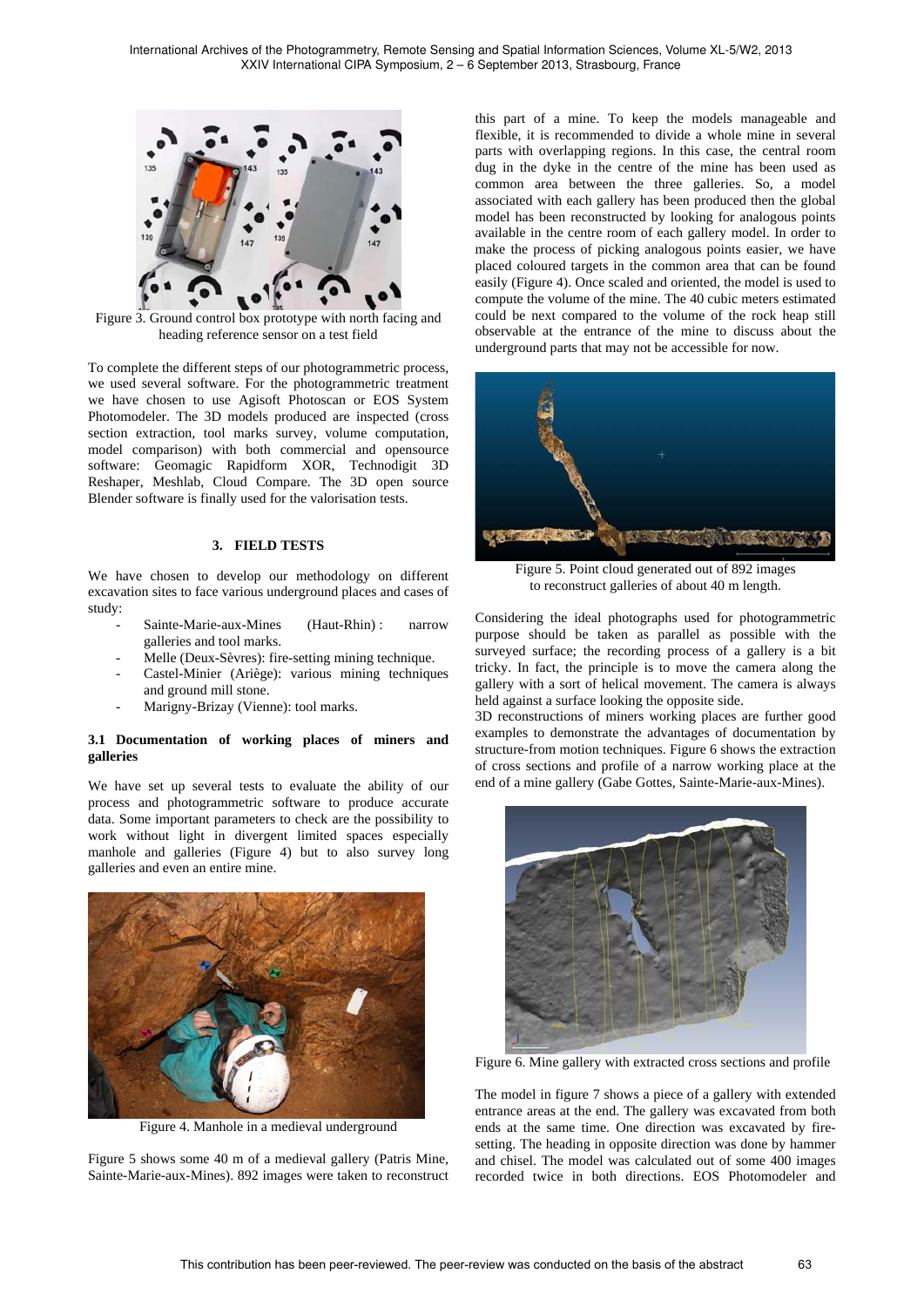Figure 3. Ground control box prototype with north facing and heading reference sensor on a test field

To complete the different steps of our photogrammetric process, we used several software. For the photogrammetric treatment we have chosen to use Agisoft Photoscan or EOS System Photomodeler. The 3D models produced are inspected (cross section extraction, tool marks survey, volume computation, model comparison) with both commercial and opensource software: Geomagic Rapidform XOR, Technodigit 3D Reshaper, Meshlab, Cloud Compare. The 3D open source Blender software is finally used for the valorisation tests.

## 3. FIELD TESTS

We have chosen to develop our methodology on different excavation sites to face various underground places and cases of study:

- Sainte-Marie-aux-Mines (Haut-Rhin) : narrow galleries and tool marks.
- Melle (Deux-Sèvres): fire-setting mining technique.
- Castel-Minier (Ariège): various mining techniques and ground mill stone.
- Marigny-Brizay (Vienne): tool marks.

### 3.1 Documentation of working places of miners and galleries

We have set up several tests to evaluate the ability of our process and photogrammetric software to produce accurate data. Some important parameters to check are the possibility to work without light in divergent limited spaces especially manhole and galleries (Figure 4) but to also survey long galleries and even an entire mine.

Figure 4. Manhole in a medieval underground

Figure 5 shows some 40 m of a medieval gallery (Patris Mine, Sainte-Marie-aux-Mines). 892 images were taken to reconstruct this part of a mine. To keep the models manageable and flexible, it is recommended to divide a whole mine in several parts with overlapping regions. In this case, the central room dug in the dyke in the centre of the mine has been used as common area between the three galleries. So, a model associated with each gallery has been produced then the global model has been reconstructed by looking for analogous points available in the centre room of each gallery model. In order to make the process of picking analogous points easier, we have placed coloured targets in the common area that can be found easily (Figure 4). Once scaled and oriented, the model is used to compute the volume of the mine. The 40 cubic meters estimated could be next compared to the volume of the rock heap still observable at the entrance of the mine to discuss about the underground parts that may not be accessible for now.

Figure 5. Point cloud generated out of 892 images to reconstruct galleries of about 40 m length.

Considering the ideal photographs used for photogrammetric purpose should be taken as parallel as possible with the surveyed surface; the recording process of a gallery is a bit tricky. In fact, the principle is to move the camera along the gallery with a sort of helical movement. The camera is always held against a surface looking the opposite side.

3D reconstructions of miners working places are further good examples to demonstrate the advantages of documentation by structure-from motion techniques. Figure 6 shows the extraction of cross sections and profile of a narrow working place at the end of a mine gallery (Gabe Gottes, Sainte-Marie-aux-Mines).

Figure 6. Mine gallery with extracted cross sections and profile

The model in figure 7 shows a piece of a gallery with extended entrance areas at the end. The gallery was excavated from both ends at the same time. One direction was excavated by fire-setting. The heading in opposite direction was done by hammer and chisel. The model was calculated out of some 400 images recorded twice in both directions. EOS Photomodeler and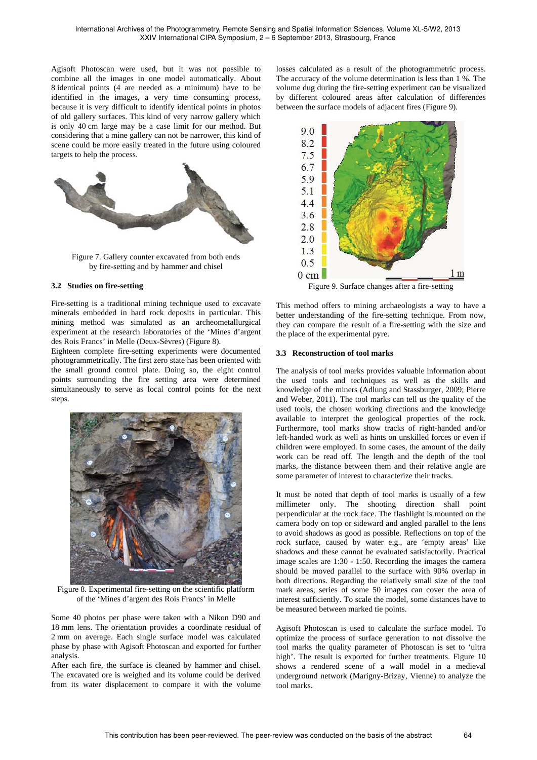Agisoft Photoscan were used, but it was not possible to combine all the images in one model automatically. About 8 identical points (4 are needed as a minimum) have to be identified in the images, a very time consuming process, because it is very difficult to identify identical points in photos of old gallery surfaces. This kind of very narrow gallery which is only 40 cm large may be a case limit for our method. But considering that a mine gallery can not be narrower, this kind of scene could be more easily treated in the future using coloured targets to help the process.

Figure 7. Gallery counter excavated from both ends by fire-setting and by hammer and chisel

### 3.2 Studies on fire-setting

Fire-setting is a traditional mining technique used to excavate minerals embedded in hard rock deposits in particular. This mining method was simulated as an archeometallurgical experiment at the research laboratories of the 'Mines d'argent des Rois Francs' in Melle (Deux-Sèvres) (Figure 8).

Eighteen complete fire-setting experiments were documented photogrammetrically. The first zero state has been oriented with the small ground control plate. Doing so, the eight control points surrounding the fire setting area were determined simultaneously to serve as local control points for the next steps.

Figure 8. Experimental fire-setting on the scientific platform of the 'Mines d'argent des Rois Francs' in Melle

Some 40 photos per phase were taken with a Nikon D90 and 18 mm lens. The orientation provides a coordinate residual of 2 mm on average. Each single surface model was calculated phase by phase with Agisoft Photoscan and exported for further analysis.

After each fire, the surface is cleaned by hammer and chisel. The excavated ore is weighed and its volume could be derived from its water displacement to compare it with the volume losses calculated as a result of the photogrammetric process. The accuracy of the volume determination is less than 1 %. The volume dug during the fire-setting experiment can be visualized by different coloured areas after calculation of differences between the surface models of adjacent fires (Figure 9).

Figure 9. Surface changes after a fire-setting

This method offers to mining archaeologists a way to have a better understanding of the fire-setting technique. From now, they can compare the result of a fire-setting with the size and the place of the experimental pyre.

### 3.3 Reconstruction of tool marks

The analysis of tool marks provides valuable information about the used tools and techniques as well as the skills and knowledge of the miners (Adlung and Stassburger, 2009; Pierre and Weber, 2011). The tool marks can tell us the quality of the used tools, the chosen working directions and the knowledge available to interpret the geological properties of the rock. Furthermore, tool marks show tracks of right-handed and/or left-handed work as well as hints on unskilled forces or even if children were employed. In some cases, the amount of the daily work can be read off. The length and the depth of the tool marks, the distance between them and their relative angle are some parameter of interest to characterize their tracks.

It must be noted that depth of tool marks is usually of a few millimeter only. The shooting direction shall point perpendicular at the rock face. The flashlight is mounted on the camera body on top or sideward and angled parallel to the lens to avoid shadows as good as possible. Reflections on top of the rock surface, caused by water e.g., are 'empty areas' like shadows and these cannot be evaluated satisfactorily. Practical image scales are 1:30 - 1:50. Recording the images the camera should be moved parallel to the surface with 90% overlap in both directions. Regarding the relatively small size of the tool mark areas, series of some 50 images can cover the area of interest sufficiently. To scale the model, some distances have to be measured between marked tie points.

Agisoft Photoscan is used to calculate the surface model. To optimize the process of surface generation to not dissolve the tool marks the quality parameter of Photoscan is set to 'ultra high'. The result is exported for further treatments. Figure 10 shows a rendered scene of a wall model in a medieval underground network (Marigny-Brizay, Vienne) to analyze the tool marks.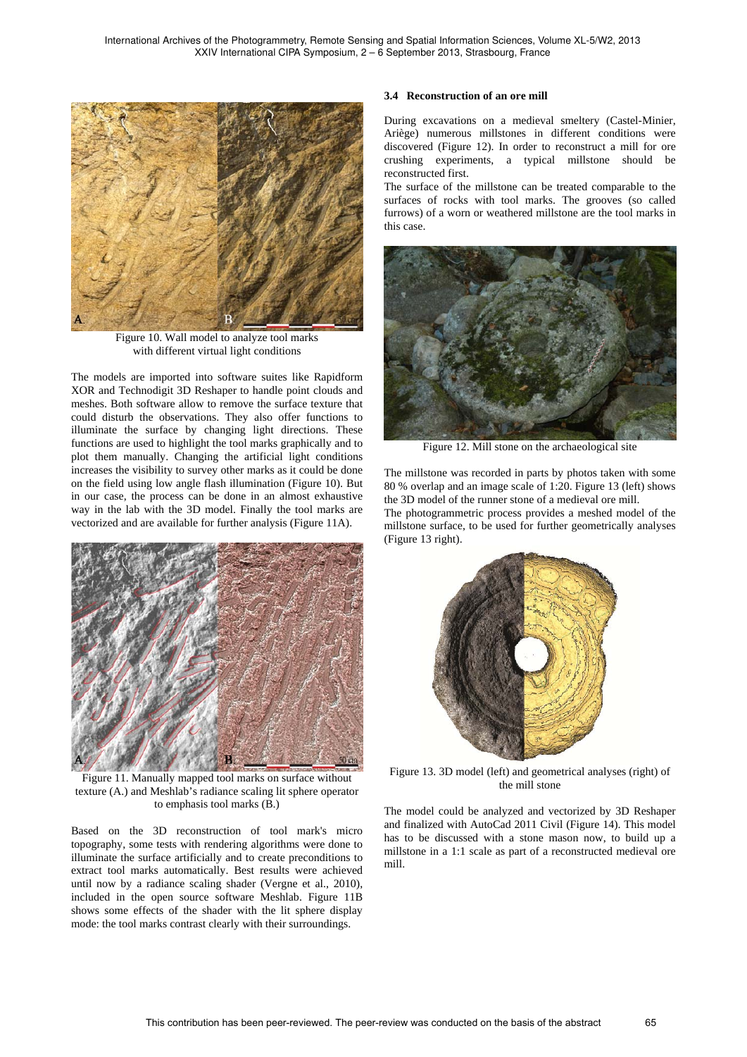Figure 10. Wall model to analyze tool marks with different virtual light conditions

The models are imported into software suites like Rapidform XOR and Technodigit 3D Reshaper to handle point clouds and meshes. Both software allow to remove the surface texture that could disturb the observations. They also offer functions to illuminate the surface by changing light directions. These functions are used to highlight the tool marks graphically and to plot them manually. Changing the artificial light conditions increases the visibility to survey other marks as it could be done on the field using low angle flash illumination (Figure 10). But in our case, the process can be done in an almost exhaustive way in the lab with the 3D model. Finally the tool marks are vectorized and are available for further analysis (Figure 11A).

Figure 11. Manually mapped tool marks on surface without texture (A.) and Meshlab's radiance scaling lit sphere operator to emphasis tool marks (B.)

Based on the 3D reconstruction of tool mark's micro topography, some tests with rendering algorithms were done to illuminate the surface artificially and to create preconditions to extract tool marks automatically. Best results were achieved until now by a radiance scaling shader (Vergne et al., 2010), included in the open source software Meshlab. Figure 11B shows some effects of the shader with the lit sphere display mode: the tool marks contrast clearly with their surroundings.

### 3.4 Reconstruction of an ore mill

During excavations on a medieval smeltery (Castel-Minier, Ariège) numerous millstones in different conditions were discovered (Figure 12). In order to reconstruct a mill for ore crushing experiments, a typical millstone should be reconstructed first.

The surface of the millstone can be treated comparable to the surfaces of rocks with tool marks. The grooves (so called furrows) of a worn or weathered millstone are the tool marks in this case.

Figure 12. Mill stone on the archaeological site

The millstone was recorded in parts by photos taken with some 80 % overlap and an image scale of 1:20. Figure 13 (left) shows the 3D model of the runner stone of a medieval ore mill.

The photogrammetric process provides a meshed model of the millstone surface, to be used for further geometrically analyses (Figure 13 right).

Figure 13. 3D model (left) and geometrical analyses (right) of the mill stone

The model could be analyzed and vectorized by 3D Reshaper and finalized with AutoCad 2011 Civil (Figure 14). This model has to be discussed with a stone mason now, to build up a millstone in a 1:1 scale as part of a reconstructed medieval ore mill.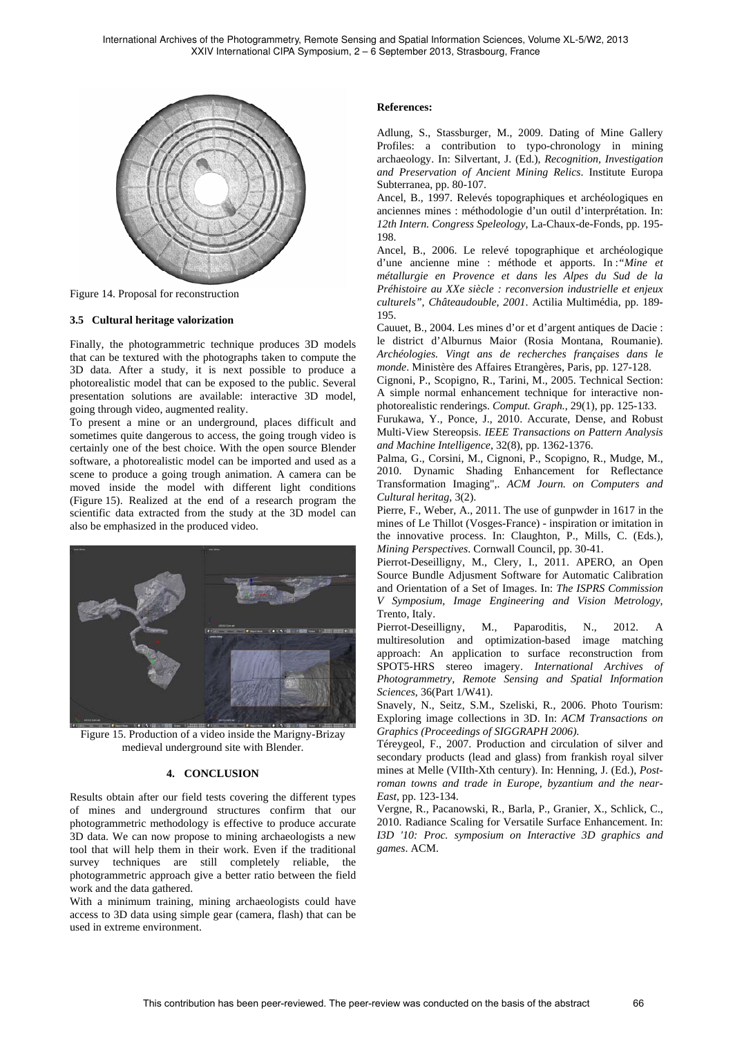Figure 14. Proposal for reconstruction

### 3.5 Cultural heritage valorization

Finally, the photogrammetric technique produces 3D models that can be textured with the photographs taken to compute the 3D data. After a study, it is next possible to produce a photorealistic model that can be exposed to the public. Several presentation solutions are available: interactive 3D model, going through video, augmented reality.

To present a mine or an underground, places difficult and sometimes quite dangerous to access, the going trough video is certainly one of the best choice. With the open source Blender software, a photorealistic model can be imported and used as a scene to produce a going trough animation. A camera can be moved inside the model with different light conditions (Figure 15). Realized at the end of a research program the scientific data extracted from the study at the 3D model can also be emphasized in the produced video.

Figure 15. Production of a video inside the Marigny-Brizay medieval underground site with Blender.

## 4. CONCLUSION

Results obtain after our field tests covering the different types of mines and underground structures confirm that our photogrammetric methodology is effective to produce accurate 3D data. We can now propose to mining archaeologists a new tool that will help them in their work. Even if the traditional survey techniques are still completely reliable, the photogrammetric approach give a better ratio between the field work and the data gathered.

With a minimum training, mining archaeologists could have access to 3D data using simple gear (camera, flash) that can be used in extreme environment.

**References:**

Adlung, S., Stassburger, M., 2009. Dating of Mine Gallery Profiles: a contribution to typo-chronology in mining archaeology. In: Silvertant, J. (Ed.), *Recognition, Investigation and Preservation of Ancient Mining Relics*. Institute Europa Subterranea, pp. 80-107.

Ancel, B., 1997. Relevés topographiques et archéologiques en anciennes mines : méthodologie d'un outil d'interprétation. In: *12th Intern. Congress Speleology*, La-Chaux-de-Fonds, pp. 195-198.

Ancel, B., 2006. Le relevé topographique et archéologique d'une ancienne mine : méthode et apports. In :*"Mine et métallurgie en Provence et dans les Alpes du Sud de la Préhistoire au XXe siècle : reconversion industrielle et enjeux culturels", Châteaudouble, 2001*. Actilia Multimédia, pp. 189-195.

Cauuet, B., 2004. Les mines d'or et d'argent antiques de Dacie : le district d'Alburnus Maior (Rosia Montana, Roumanie). *Archéologies. Vingt ans de recherches françaises dans le monde*. Ministère des Affaires Etrangères, Paris, pp. 127-128.

Cignoni, P., Scopigno, R., Tarini, M., 2005. Technical Section: A simple normal enhancement technique for interactive non-photorealistic renderings. *Comput. Graph.*, 29(1), pp. 125-133.

Furukawa, Y., Ponce, J., 2010. Accurate, Dense, and Robust Multi-View Stereopsis. *IEEE Transactions on Pattern Analysis and Machine Intelligence*, 32(8), pp. 1362-1376.

Palma, G., Corsini, M., Cignoni, P., Scopigno, R., Mudge, M., 2010. Dynamic Shading Enhancement for Reflectance Transformation Imaging",. *ACM Journ. on Computers and Cultural heritag*, 3(2).

Pierre, F., Weber, A., 2011. The use of gunpwder in 1617 in the mines of Le Thillot (Vosges-France) - inspiration or imitation in the innovative process. In: Claughton, P., Mills, C. (Eds.), *Mining Perspectives*. Cornwall Council, pp. 30-41.

Pierrot-Deseilligny, M., Clery, I., 2011. APERO, an Open Source Bundle Adjusment Software for Automatic Calibration and Orientation of a Set of Images. In: *The ISPRS Commission V Symposium, Image Engineering and Vision Metrology*, Trento, Italy.

Pierrot-Deseilligny, M., Paparoditis, N., 2012. A multiresolution and optimization-based image matching approach: An application to surface reconstruction from SPOT5-HRS stereo imagery. *International Archives of Photogrammetry, Remote Sensing and Spatial Information Sciences*, 36(Part 1/W41).

Snavely, N., Seitz, S.M., Szeliski, R., 2006. Photo Tourism: Exploring image collections in 3D. In: *ACM Transactions on Graphics (Proceedings of SIGGRAPH 2006)*.

Téreygeol, F., 2007. Production and circulation of silver and secondary products (lead and glass) from frankish royal silver mines at Melle (VIIth-Xth century). In: Henning, J. (Ed.), *Post-roman towns and trade in Europe, byzantium and the near-East*, pp. 123-134.

Vergne, R., Pacanowski, R., Barla, P., Granier, X., Schlick, C., 2010. Radiance Scaling for Versatile Surface Enhancement. In: *I3D '10: Proc. symposium on Interactive 3D graphics and games*. ACM.